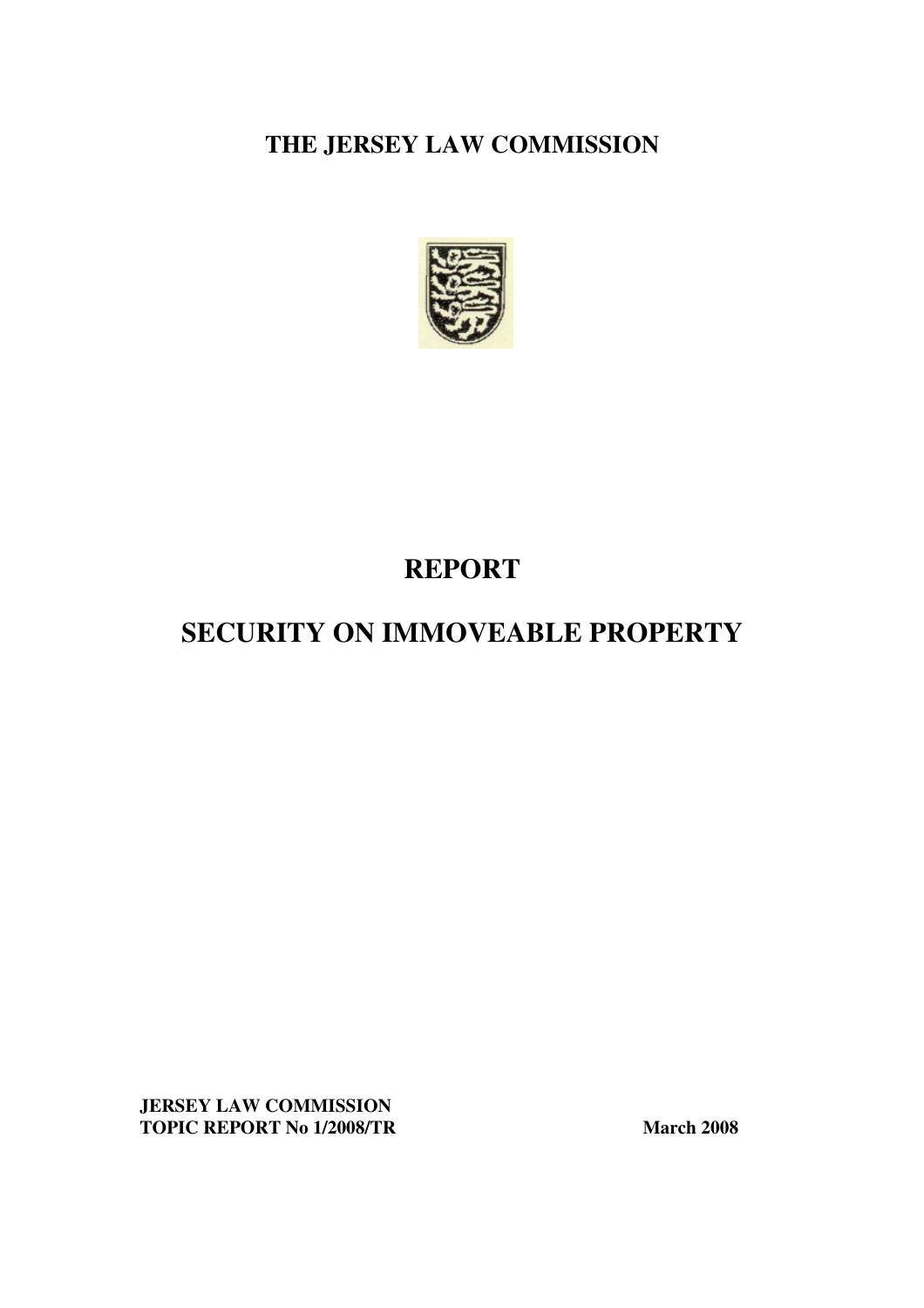**THE JERSEY LAW COMMISSION**

# REPORT

# SECURITY ON IMMOVEABLE PROPERTY

**JERSEY LAW COMMISSION**
**TOPIC REPORT No 1/2008/TR**

**March 2008**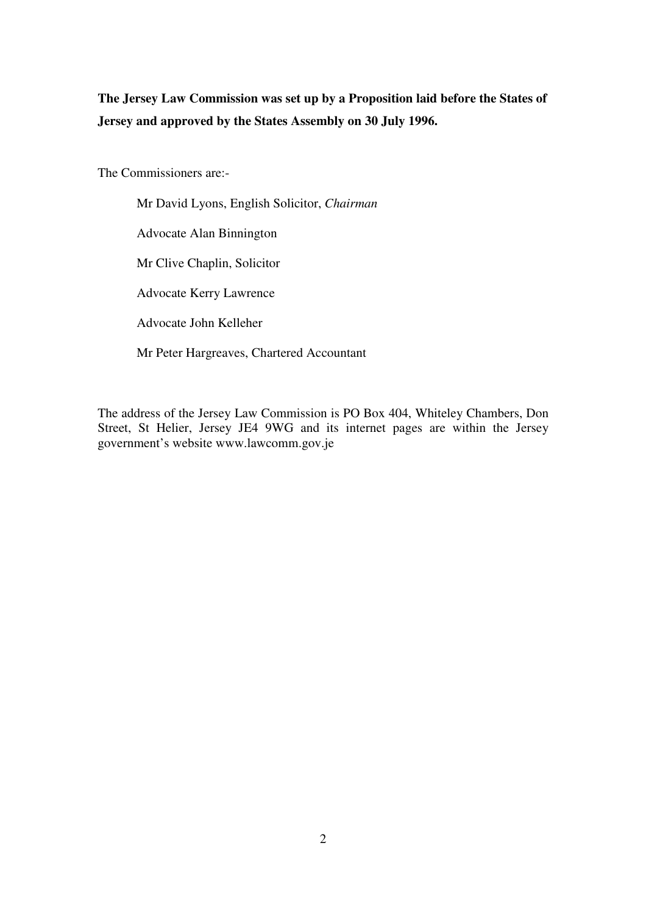**The Jersey Law Commission was set up by a Proposition laid before the States of Jersey and approved by the States Assembly on 30 July 1996.**

The Commissioners are:-

Mr David Lyons, English Solicitor, *Chairman*

Advocate Alan Binnington

Mr Clive Chaplin, Solicitor

Advocate Kerry Lawrence

Advocate John Kelleher

Mr Peter Hargreaves, Chartered Accountant

The address of the Jersey Law Commission is PO Box 404, Whiteley Chambers, Don Street, St Helier, Jersey JE4 9WG and its internet pages are within the Jersey government's website www.lawcomm.gov.je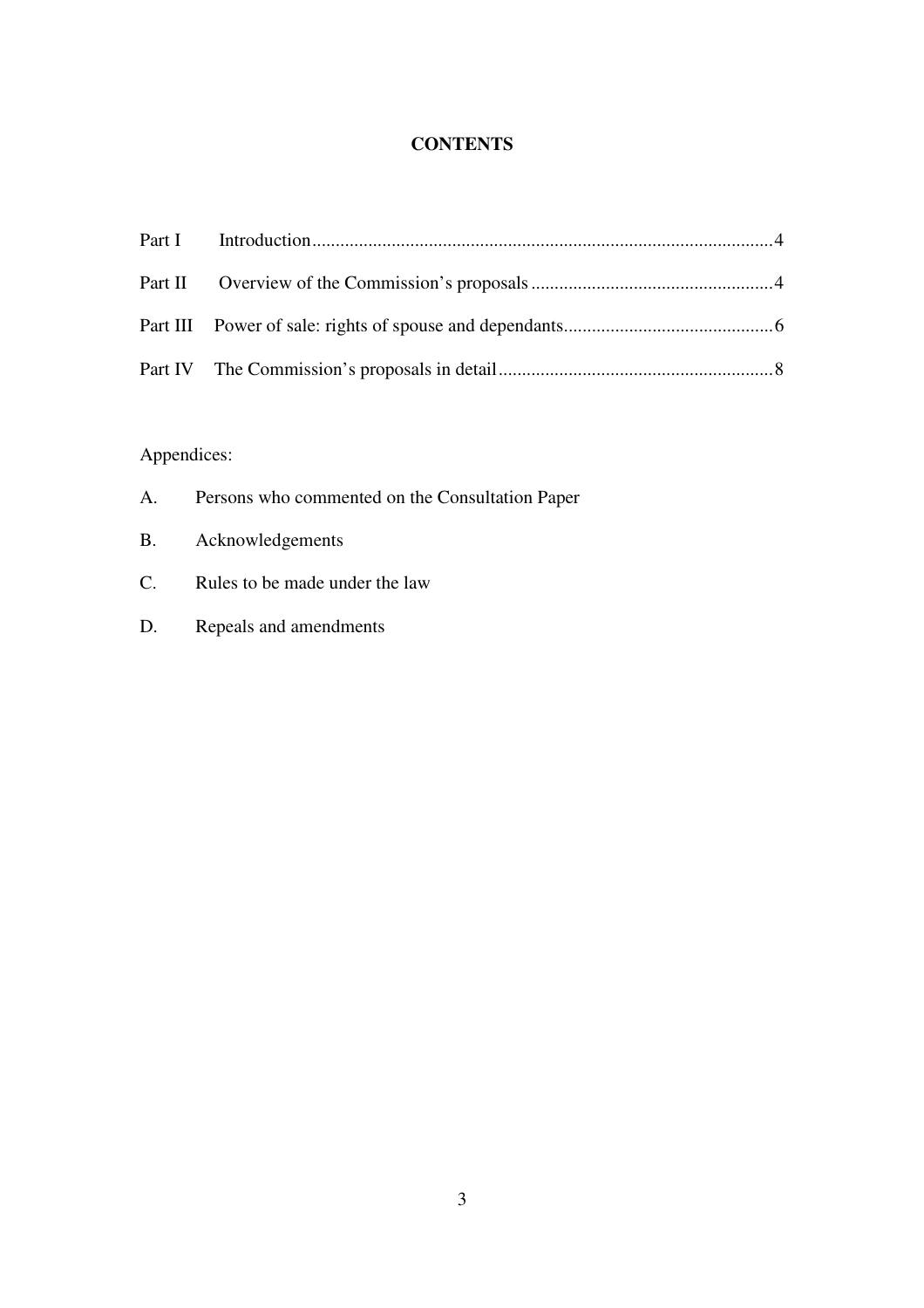# CONTENTS

| | | |
|---|---|---|
| Part I | Introduction | 4 |
| Part II | Overview of the Commission's proposals | 4 |
| Part III | Power of sale: rights of spouse and dependants | 6 |
| Part IV | The Commission's proposals in detail | 8 |

Appendices:

A. Persons who commented on the Consultation Paper

B. Acknowledgements

C. Rules to be made under the law

D. Repeals and amendments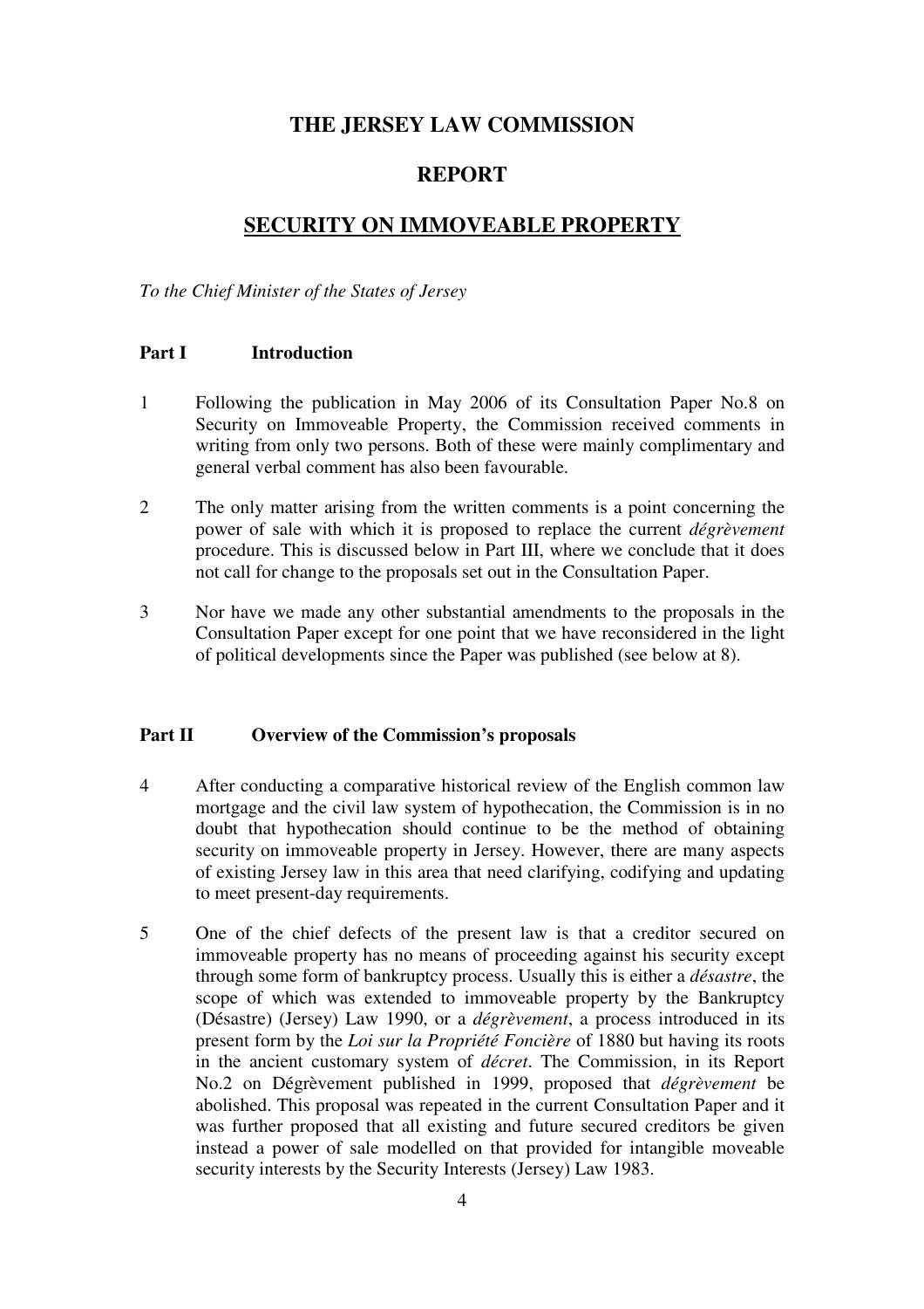# THE JERSEY LAW COMMISSION

## REPORT

## SECURITY ON IMMOVEABLE PROPERTY

*To the Chief Minister of the States of Jersey*

### Part I Introduction

1 Following the publication in May 2006 of its Consultation Paper No.8 on Security on Immoveable Property, the Commission received comments in writing from only two persons. Both of these were mainly complimentary and general verbal comment has also been favourable.

2 The only matter arising from the written comments is a point concerning the power of sale with which it is proposed to replace the current *dégrèvement* procedure. This is discussed below in Part III, where we conclude that it does not call for change to the proposals set out in the Consultation Paper.

3 Nor have we made any other substantial amendments to the proposals in the Consultation Paper except for one point that we have reconsidered in the light of political developments since the Paper was published (see below at 8).

### Part II Overview of the Commission's proposals

4 After conducting a comparative historical review of the English common law mortgage and the civil law system of hypothecation, the Commission is in no doubt that hypothecation should continue to be the method of obtaining security on immoveable property in Jersey. However, there are many aspects of existing Jersey law in this area that need clarifying, codifying and updating to meet present-day requirements.

5 One of the chief defects of the present law is that a creditor secured on immoveable property has no means of proceeding against his security except through some form of bankruptcy process. Usually this is either a *désastre*, the scope of which was extended to immoveable property by the Bankruptcy (Désastre) (Jersey) Law 1990, or a *dégrèvement*, a process introduced in its present form by the *Loi sur la Propriété Foncière* of 1880 but having its roots in the ancient customary system of *décret*. The Commission, in its Report No.2 on Dégrèvement published in 1999, proposed that *dégrèvement* be abolished. This proposal was repeated in the current Consultation Paper and it was further proposed that all existing and future secured creditors be given instead a power of sale modelled on that provided for intangible moveable security interests by the Security Interests (Jersey) Law 1983.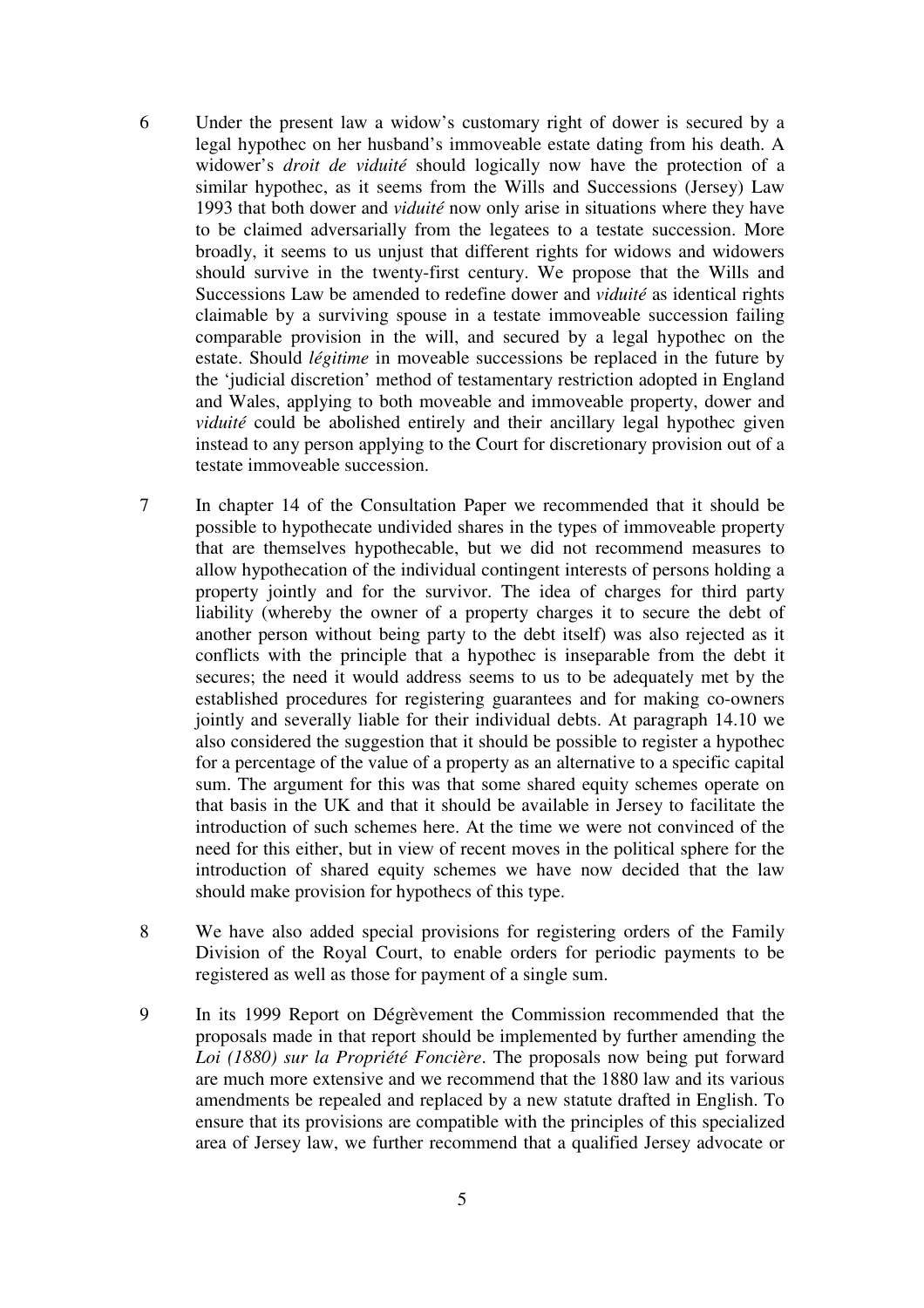6 Under the present law a widow's customary right of dower is secured by a legal hypothec on her husband's immoveable estate dating from his death. A widower's *droit de viduité* should logically now have the protection of a similar hypothec, as it seems from the Wills and Successions (Jersey) Law 1993 that both dower and *viduité* now only arise in situations where they have to be claimed adversarially from the legatees to a testate succession. More broadly, it seems to us unjust that different rights for widows and widowers should survive in the twenty-first century. We propose that the Wills and Successions Law be amended to redefine dower and *viduité* as identical rights claimable by a surviving spouse in a testate immoveable succession failing comparable provision in the will, and secured by a legal hypothec on the estate. Should *légitime* in moveable successions be replaced in the future by the 'judicial discretion' method of testamentary restriction adopted in England and Wales, applying to both moveable and immoveable property, dower and *viduité* could be abolished entirely and their ancillary legal hypothec given instead to any person applying to the Court for discretionary provision out of a testate immoveable succession.

7 In chapter 14 of the Consultation Paper we recommended that it should be possible to hypothecate undivided shares in the types of immoveable property that are themselves hypothecable, but we did not recommend measures to allow hypothecation of the individual contingent interests of persons holding a property jointly and for the survivor. The idea of charges for third party liability (whereby the owner of a property charges it to secure the debt of another person without being party to the debt itself) was also rejected as it conflicts with the principle that a hypothec is inseparable from the debt it secures; the need it would address seems to us to be adequately met by the established procedures for registering guarantees and for making co-owners jointly and severally liable for their individual debts. At paragraph 14.10 we also considered the suggestion that it should be possible to register a hypothec for a percentage of the value of a property as an alternative to a specific capital sum. The argument for this was that some shared equity schemes operate on that basis in the UK and that it should be available in Jersey to facilitate the introduction of such schemes here. At the time we were not convinced of the need for this either, but in view of recent moves in the political sphere for the introduction of shared equity schemes we have now decided that the law should make provision for hypothecs of this type.

8 We have also added special provisions for registering orders of the Family Division of the Royal Court, to enable orders for periodic payments to be registered as well as those for payment of a single sum.

9 In its 1999 Report on Dégrèvement the Commission recommended that the proposals made in that report should be implemented by further amending the *Loi (1880) sur la Propriété Foncière*. The proposals now being put forward are much more extensive and we recommend that the 1880 law and its various amendments be repealed and replaced by a new statute drafted in English. To ensure that its provisions are compatible with the principles of this specialized area of Jersey law, we further recommend that a qualified Jersey advocate or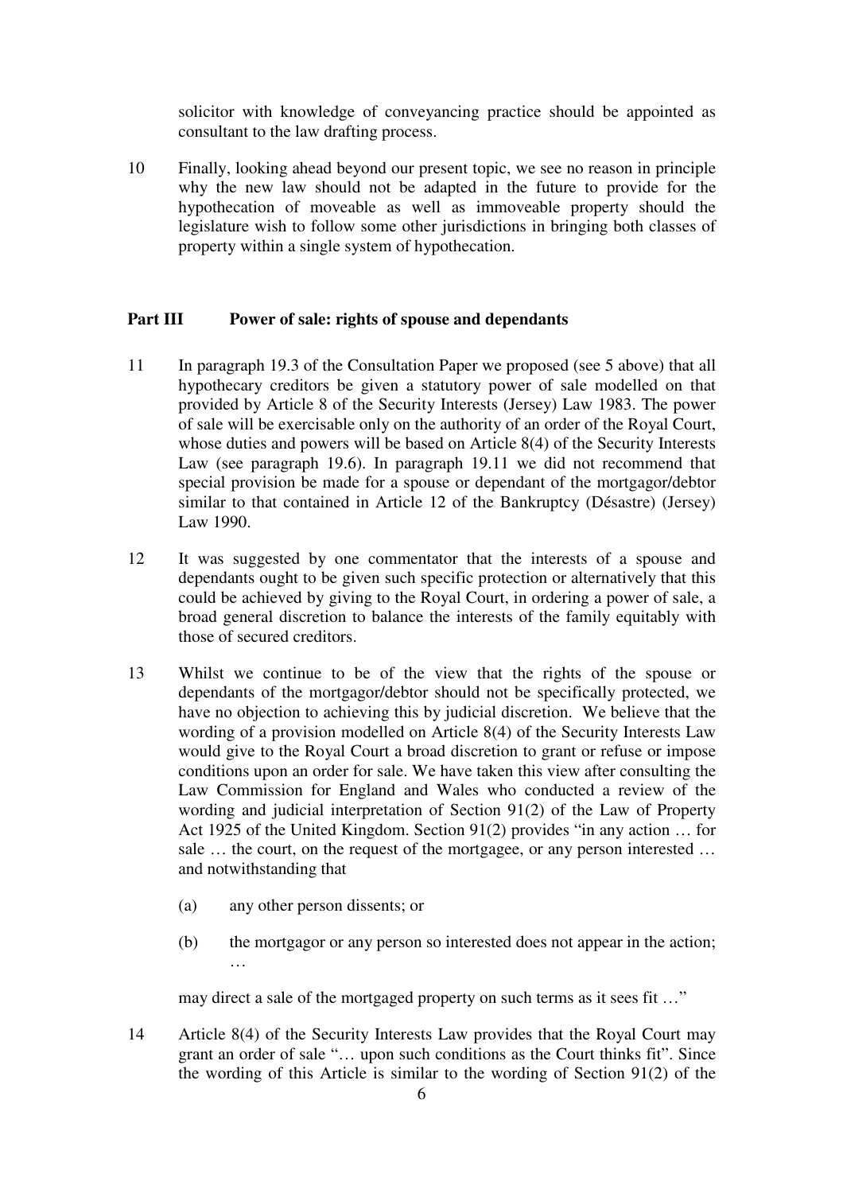solicitor with knowledge of conveyancing practice should be appointed as consultant to the law drafting process.

10 Finally, looking ahead beyond our present topic, we see no reason in principle why the new law should not be adapted in the future to provide for the hypothecation of moveable as well as immoveable property should the legislature wish to follow some other jurisdictions in bringing both classes of property within a single system of hypothecation.

## Part III Power of sale: rights of spouse and dependants

11 In paragraph 19.3 of the Consultation Paper we proposed (see 5 above) that all hypothecary creditors be given a statutory power of sale modelled on that provided by Article 8 of the Security Interests (Jersey) Law 1983. The power of sale will be exercisable only on the authority of an order of the Royal Court, whose duties and powers will be based on Article 8(4) of the Security Interests Law (see paragraph 19.6). In paragraph 19.11 we did not recommend that special provision be made for a spouse or dependant of the mortgagor/debtor similar to that contained in Article 12 of the Bankruptcy (Désastre) (Jersey) Law 1990.

12 It was suggested by one commentator that the interests of a spouse and dependants ought to be given such specific protection or alternatively that this could be achieved by giving to the Royal Court, in ordering a power of sale, a broad general discretion to balance the interests of the family equitably with those of secured creditors.

13 Whilst we continue to be of the view that the rights of the spouse or dependants of the mortgagor/debtor should not be specifically protected, we have no objection to achieving this by judicial discretion. We believe that the wording of a provision modelled on Article 8(4) of the Security Interests Law would give to the Royal Court a broad discretion to grant or refuse or impose conditions upon an order for sale. We have taken this view after consulting the Law Commission for England and Wales who conducted a review of the wording and judicial interpretation of Section 91(2) of the Law of Property Act 1925 of the United Kingdom. Section 91(2) provides "in any action … for sale … the court, on the request of the mortgagee, or any person interested … and notwithstanding that

(a) any other person dissents; or

(b) the mortgagor or any person so interested does not appear in the action; …

may direct a sale of the mortgaged property on such terms as it sees fit …"

14 Article 8(4) of the Security Interests Law provides that the Royal Court may grant an order of sale "… upon such conditions as the Court thinks fit". Since the wording of this Article is similar to the wording of Section 91(2) of the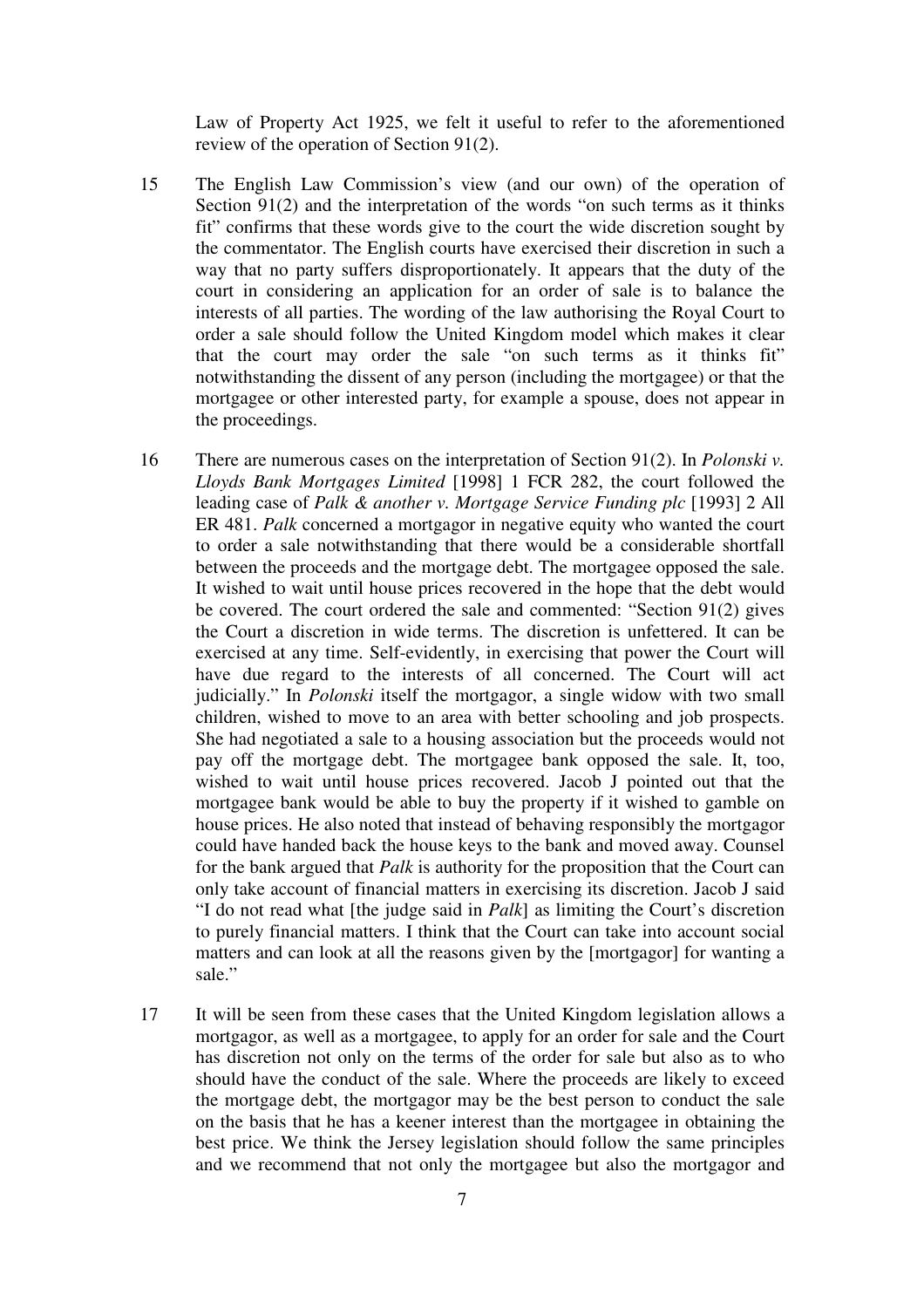Law of Property Act 1925, we felt it useful to refer to the aforementioned review of the operation of Section 91(2).

15 The English Law Commission's view (and our own) of the operation of Section 91(2) and the interpretation of the words "on such terms as it thinks fit" confirms that these words give to the court the wide discretion sought by the commentator. The English courts have exercised their discretion in such a way that no party suffers disproportionately. It appears that the duty of the court in considering an application for an order of sale is to balance the interests of all parties. The wording of the law authorising the Royal Court to order a sale should follow the United Kingdom model which makes it clear that the court may order the sale "on such terms as it thinks fit" notwithstanding the dissent of any person (including the mortgagee) or that the mortgagee or other interested party, for example a spouse, does not appear in the proceedings.

16 There are numerous cases on the interpretation of Section 91(2). In *Polonski v. Lloyds Bank Mortgages Limited* [1998] 1 FCR 282, the court followed the leading case of *Palk & another v. Mortgage Service Funding plc* [1993] 2 All ER 481. *Palk* concerned a mortgagor in negative equity who wanted the court to order a sale notwithstanding that there would be a considerable shortfall between the proceeds and the mortgage debt. The mortgagee opposed the sale. It wished to wait until house prices recovered in the hope that the debt would be covered. The court ordered the sale and commented: "Section 91(2) gives the Court a discretion in wide terms. The discretion is unfettered. It can be exercised at any time. Self-evidently, in exercising that power the Court will have due regard to the interests of all concerned. The Court will act judicially." In *Polonski* itself the mortgagor, a single widow with two small children, wished to move to an area with better schooling and job prospects. She had negotiated a sale to a housing association but the proceeds would not pay off the mortgage debt. The mortgagee bank opposed the sale. It, too, wished to wait until house prices recovered. Jacob J pointed out that the mortgagee bank would be able to buy the property if it wished to gamble on house prices. He also noted that instead of behaving responsibly the mortgagor could have handed back the house keys to the bank and moved away. Counsel for the bank argued that *Palk* is authority for the proposition that the Court can only take account of financial matters in exercising its discretion. Jacob J said "I do not read what [the judge said in *Palk*] as limiting the Court's discretion to purely financial matters. I think that the Court can take into account social matters and can look at all the reasons given by the [mortgagor] for wanting a sale."

17 It will be seen from these cases that the United Kingdom legislation allows a mortgagor, as well as a mortgagee, to apply for an order for sale and the Court has discretion not only on the terms of the order for sale but also as to who should have the conduct of the sale. Where the proceeds are likely to exceed the mortgage debt, the mortgagor may be the best person to conduct the sale on the basis that he has a keener interest than the mortgagee in obtaining the best price. We think the Jersey legislation should follow the same principles and we recommend that not only the mortgagee but also the mortgagor and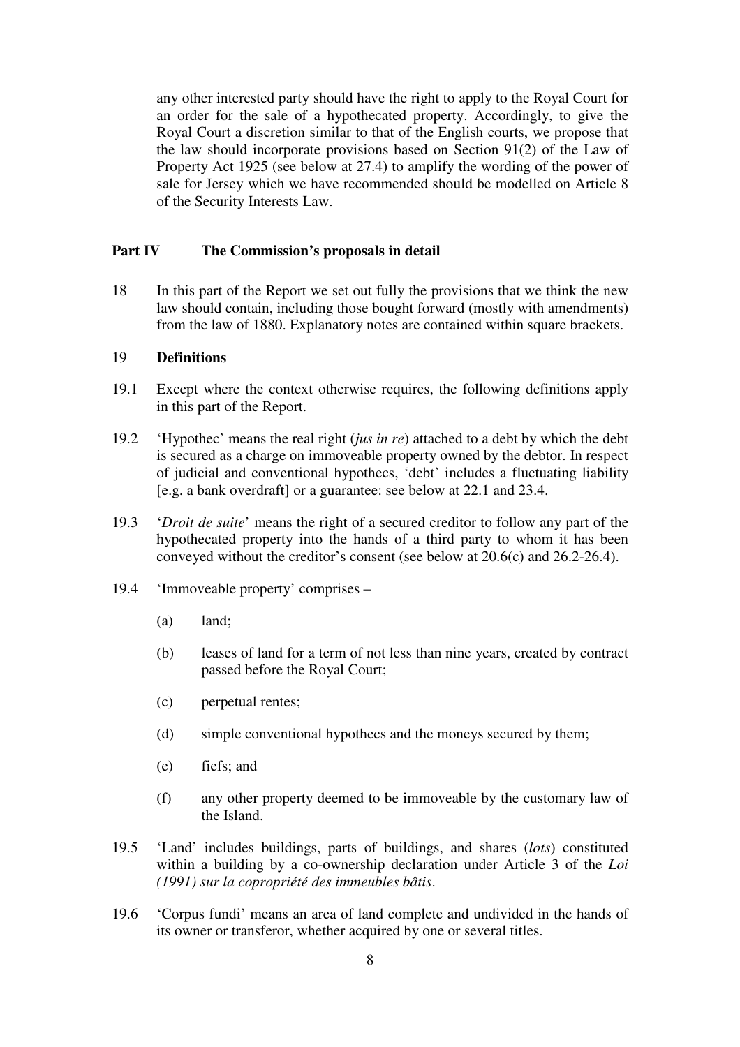any other interested party should have the right to apply to the Royal Court for an order for the sale of a hypothecated property. Accordingly, to give the Royal Court a discretion similar to that of the English courts, we propose that the law should incorporate provisions based on Section 91(2) of the Law of Property Act 1925 (see below at 27.4) to amplify the wording of the power of sale for Jersey which we have recommended should be modelled on Article 8 of the Security Interests Law.

## Part IV The Commission's proposals in detail

18 In this part of the Report we set out fully the provisions that we think the new law should contain, including those bought forward (mostly with amendments) from the law of 1880. Explanatory notes are contained within square brackets.

### 19 Definitions

19.1 Except where the context otherwise requires, the following definitions apply in this part of the Report.

19.2 'Hypothec' means the real right (*jus in re*) attached to a debt by which the debt is secured as a charge on immoveable property owned by the debtor. In respect of judicial and conventional hypothecs, 'debt' includes a fluctuating liability [e.g. a bank overdraft] or a guarantee: see below at 22.1 and 23.4.

19.3 '*Droit de suite*' means the right of a secured creditor to follow any part of the hypothecated property into the hands of a third party to whom it has been conveyed without the creditor's consent (see below at 20.6(c) and 26.2-26.4).

19.4 'Immoveable property' comprises –

(a) land;

(b) leases of land for a term of not less than nine years, created by contract passed before the Royal Court;

(c) perpetual rentes;

(d) simple conventional hypothecs and the moneys secured by them;

(e) fiefs; and

(f) any other property deemed to be immoveable by the customary law of the Island.

19.5 'Land' includes buildings, parts of buildings, and shares (*lots*) constituted within a building by a co-ownership declaration under Article 3 of the *Loi (1991) sur la copropriété des immeubles bâtis*.

19.6 'Corpus fundi' means an area of land complete and undivided in the hands of its owner or transferor, whether acquired by one or several titles.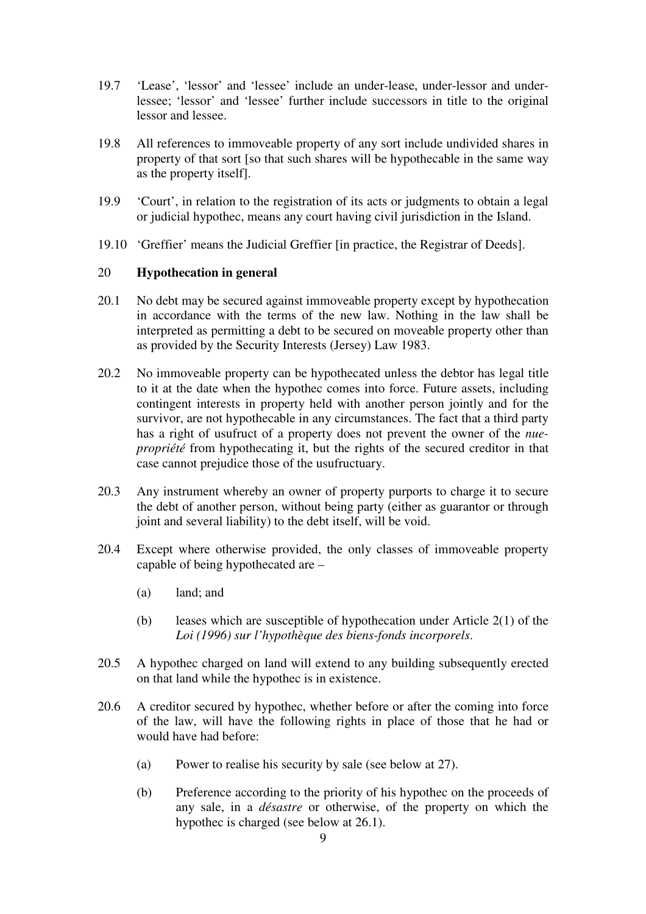19.7 'Lease', 'lessor' and 'lessee' include an under-lease, under-lessor and under-lessee; 'lessor' and 'lessee' further include successors in title to the original lessor and lessee.

19.8 All references to immoveable property of any sort include undivided shares in property of that sort [so that such shares will be hypothecable in the same way as the property itself].

19.9 'Court', in relation to the registration of its acts or judgments to obtain a legal or judicial hypothec, means any court having civil jurisdiction in the Island.

19.10 'Greffier' means the Judicial Greffier [in practice, the Registrar of Deeds].

## 20 Hypothecation in general

20.1 No debt may be secured against immoveable property except by hypothecation in accordance with the terms of the new law. Nothing in the law shall be interpreted as permitting a debt to be secured on moveable property other than as provided by the Security Interests (Jersey) Law 1983.

20.2 No immoveable property can be hypothecated unless the debtor has legal title to it at the date when the hypothec comes into force. Future assets, including contingent interests in property held with another person jointly and for the survivor, are not hypothecable in any circumstances. The fact that a third party has a right of usufruct of a property does not prevent the owner of the *nue-propriété* from hypothecating it, but the rights of the secured creditor in that case cannot prejudice those of the usufructuary.

20.3 Any instrument whereby an owner of property purports to charge it to secure the debt of another person, without being party (either as guarantor or through joint and several liability) to the debt itself, will be void.

20.4 Except where otherwise provided, the only classes of immoveable property capable of being hypothecated are –

(a) land; and

(b) leases which are susceptible of hypothecation under Article 2(1) of the *Loi (1996) sur l'hypothèque des biens-fonds incorporels*.

20.5 A hypothec charged on land will extend to any building subsequently erected on that land while the hypothec is in existence.

20.6 A creditor secured by hypothec, whether before or after the coming into force of the law, will have the following rights in place of those that he had or would have had before:

(a) Power to realise his security by sale (see below at 27).

(b) Preference according to the priority of his hypothec on the proceeds of any sale, in a *désastre* or otherwise, of the property on which the hypothec is charged (see below at 26.1).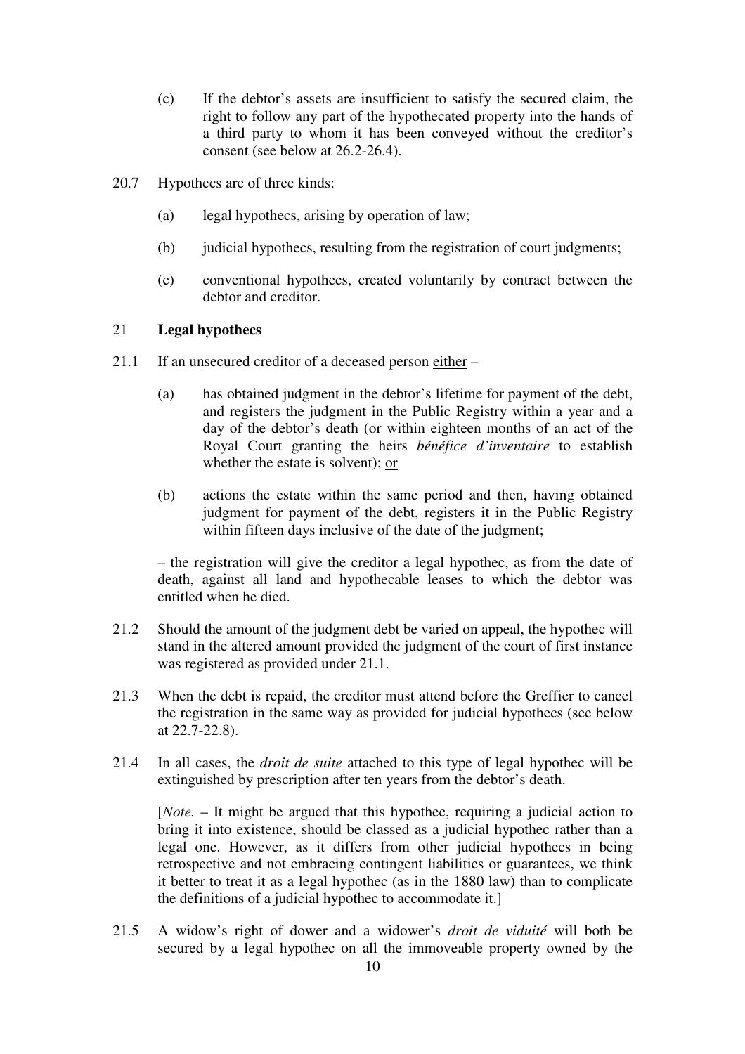(c) If the debtor's assets are insufficient to satisfy the secured claim, the right to follow any part of the hypothecated property into the hands of a third party to whom it has been conveyed without the creditor's consent (see below at 26.2-26.4).

20.7 Hypothecs are of three kinds:

(a) legal hypothecs, arising by operation of law;

(b) judicial hypothecs, resulting from the registration of court judgments;

(c) conventional hypothecs, created voluntarily by contract between the debtor and creditor.

## 21 **Legal hypothecs**

21.1 If an unsecured creditor of a deceased person <u>either</u> –

(a) has obtained judgment in the debtor's lifetime for payment of the debt, and registers the judgment in the Public Registry within a year and a day of the debtor's death (or within eighteen months of an act of the Royal Court granting the heirs *bénéfice d'inventaire* to establish whether the estate is solvent); <u>or</u>

(b) actions the estate within the same period and then, having obtained judgment for payment of the debt, registers it in the Public Registry within fifteen days inclusive of the date of the judgment;

– the registration will give the creditor a legal hypothec, as from the date of death, against all land and hypothecable leases to which the debtor was entitled when he died.

21.2 Should the amount of the judgment debt be varied on appeal, the hypothec will stand in the altered amount provided the judgment of the court of first instance was registered as provided under 21.1.

21.3 When the debt is repaid, the creditor must attend before the Greffier to cancel the registration in the same way as provided for judicial hypothecs (see below at 22.7-22.8).

21.4 In all cases, the *droit de suite* attached to this type of legal hypothec will be extinguished by prescription after ten years from the debtor's death.

[*Note.* – It might be argued that this hypothec, requiring a judicial action to bring it into existence, should be classed as a judicial hypothec rather than a legal one. However, as it differs from other judicial hypothecs in being retrospective and not embracing contingent liabilities or guarantees, we think it better to treat it as a legal hypothec (as in the 1880 law) than to complicate the definitions of a judicial hypothec to accommodate it.]

21.5 A widow's right of dower and a widower's *droit de viduité* will both be secured by a legal hypothec on all the immoveable property owned by the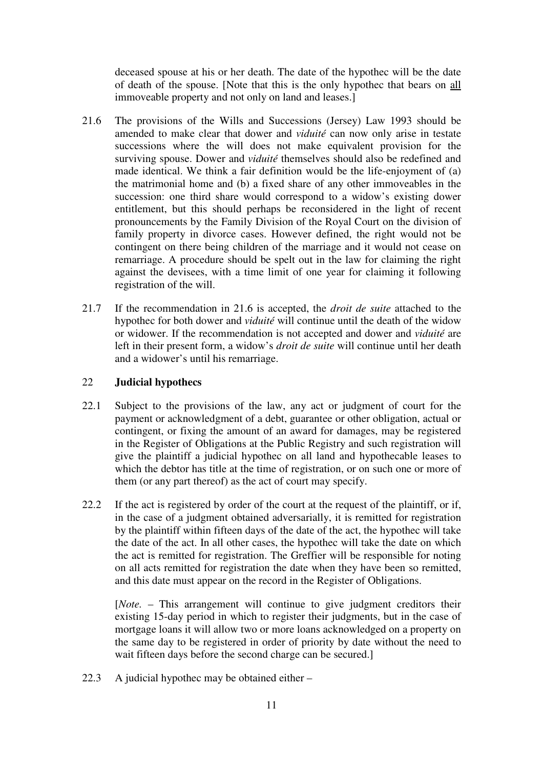deceased spouse at his or her death. The date of the hypothec will be the date of death of the spouse. [Note that this is the only hypothec that bears on all immoveable property and not only on land and leases.]

21.6 The provisions of the Wills and Successions (Jersey) Law 1993 should be amended to make clear that dower and *viduité* can now only arise in testate successions where the will does not make equivalent provision for the surviving spouse. Dower and *viduité* themselves should also be redefined and made identical. We think a fair definition would be the life-enjoyment of (a) the matrimonial home and (b) a fixed share of any other immoveables in the succession: one third share would correspond to a widow's existing dower entitlement, but this should perhaps be reconsidered in the light of recent pronouncements by the Family Division of the Royal Court on the division of family property in divorce cases. However defined, the right would not be contingent on there being children of the marriage and it would not cease on remarriage. A procedure should be spelt out in the law for claiming the right against the devisees, with a time limit of one year for claiming it following registration of the will.

21.7 If the recommendation in 21.6 is accepted, the *droit de suite* attached to the hypothec for both dower and *viduité* will continue until the death of the widow or widower. If the recommendation is not accepted and dower and *viduité* are left in their present form, a widow's *droit de suite* will continue until her death and a widower's until his remarriage.

## 22 Judicial hypothecs

22.1 Subject to the provisions of the law, any act or judgment of court for the payment or acknowledgment of a debt, guarantee or other obligation, actual or contingent, or fixing the amount of an award for damages, may be registered in the Register of Obligations at the Public Registry and such registration will give the plaintiff a judicial hypothec on all land and hypothecable leases to which the debtor has title at the time of registration, or on such one or more of them (or any part thereof) as the act of court may specify.

22.2 If the act is registered by order of the court at the request of the plaintiff, or if, in the case of a judgment obtained adversarially, it is remitted for registration by the plaintiff within fifteen days of the date of the act, the hypothec will take the date of the act. In all other cases, the hypothec will take the date on which the act is remitted for registration. The Greffier will be responsible for noting on all acts remitted for registration the date when they have been so remitted, and this date must appear on the record in the Register of Obligations.

[*Note.* – This arrangement will continue to give judgment creditors their existing 15-day period in which to register their judgments, but in the case of mortgage loans it will allow two or more loans acknowledged on a property on the same day to be registered in order of priority by date without the need to wait fifteen days before the second charge can be secured.]

22.3 A judicial hypothec may be obtained either –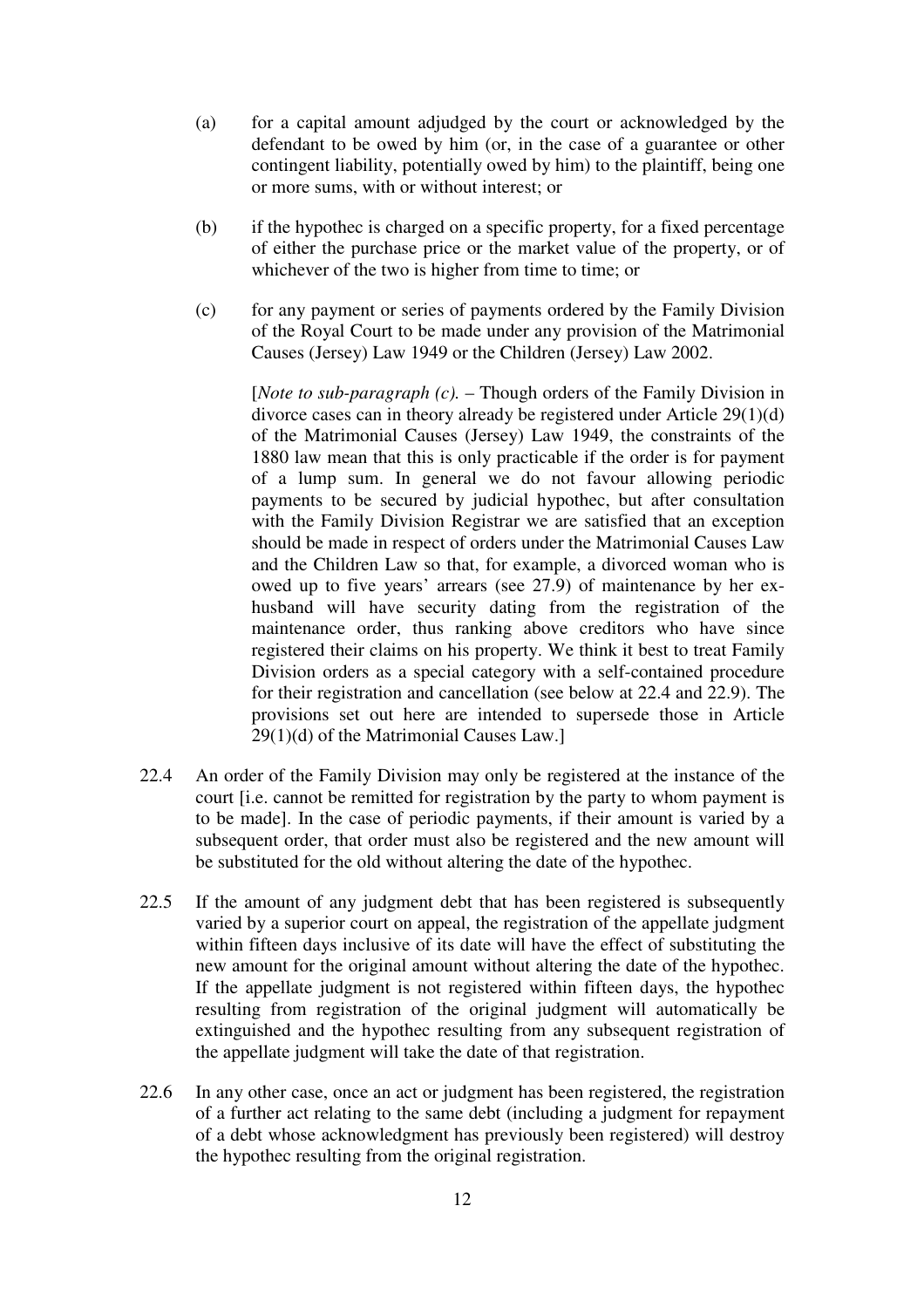(a) for a capital amount adjudged by the court or acknowledged by the defendant to be owed by him (or, in the case of a guarantee or other contingent liability, potentially owed by him) to the plaintiff, being one or more sums, with or without interest; or

(b) if the hypothec is charged on a specific property, for a fixed percentage of either the purchase price or the market value of the property, or of whichever of the two is higher from time to time; or

(c) for any payment or series of payments ordered by the Family Division of the Royal Court to be made under any provision of the Matrimonial Causes (Jersey) Law 1949 or the Children (Jersey) Law 2002.

[*Note to sub-paragraph (c).* – Though orders of the Family Division in divorce cases can in theory already be registered under Article 29(1)(d) of the Matrimonial Causes (Jersey) Law 1949, the constraints of the 1880 law mean that this is only practicable if the order is for payment of a lump sum. In general we do not favour allowing periodic payments to be secured by judicial hypothec, but after consultation with the Family Division Registrar we are satisfied that an exception should be made in respect of orders under the Matrimonial Causes Law and the Children Law so that, for example, a divorced woman who is owed up to five years' arrears (see 27.9) of maintenance by her ex-husband will have security dating from the registration of the maintenance order, thus ranking above creditors who have since registered their claims on his property. We think it best to treat Family Division orders as a special category with a self-contained procedure for their registration and cancellation (see below at 22.4 and 22.9). The provisions set out here are intended to supersede those in Article 29(1)(d) of the Matrimonial Causes Law.]

22.4 An order of the Family Division may only be registered at the instance of the court [i.e. cannot be remitted for registration by the party to whom payment is to be made]. In the case of periodic payments, if their amount is varied by a subsequent order, that order must also be registered and the new amount will be substituted for the old without altering the date of the hypothec.

22.5 If the amount of any judgment debt that has been registered is subsequently varied by a superior court on appeal, the registration of the appellate judgment within fifteen days inclusive of its date will have the effect of substituting the new amount for the original amount without altering the date of the hypothec. If the appellate judgment is not registered within fifteen days, the hypothec resulting from registration of the original judgment will automatically be extinguished and the hypothec resulting from any subsequent registration of the appellate judgment will take the date of that registration.

22.6 In any other case, once an act or judgment has been registered, the registration of a further act relating to the same debt (including a judgment for repayment of a debt whose acknowledgment has previously been registered) will destroy the hypothec resulting from the original registration.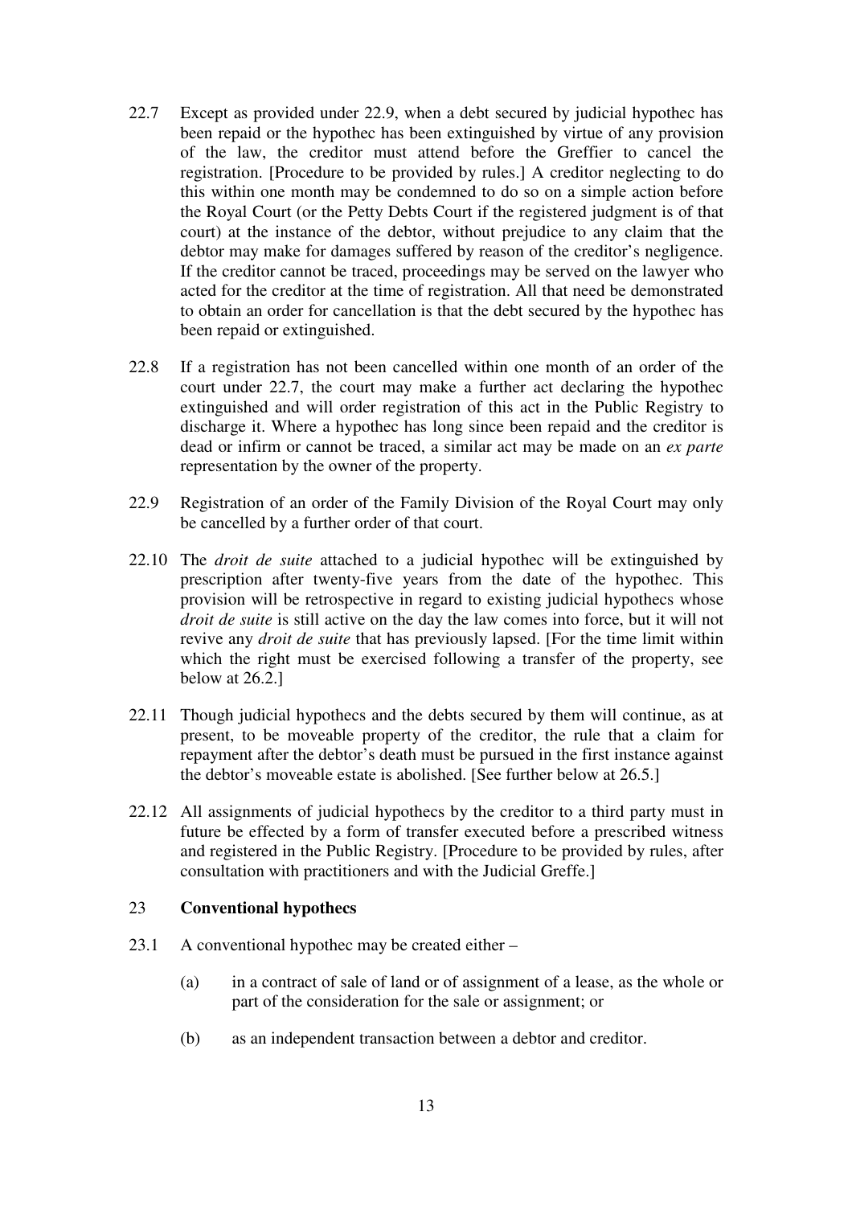22.7 Except as provided under 22.9, when a debt secured by judicial hypothec has been repaid or the hypothec has been extinguished by virtue of any provision of the law, the creditor must attend before the Greffier to cancel the registration. [Procedure to be provided by rules.] A creditor neglecting to do this within one month may be condemned to do so on a simple action before the Royal Court (or the Petty Debts Court if the registered judgment is of that court) at the instance of the debtor, without prejudice to any claim that the debtor may make for damages suffered by reason of the creditor's negligence. If the creditor cannot be traced, proceedings may be served on the lawyer who acted for the creditor at the time of registration. All that need be demonstrated to obtain an order for cancellation is that the debt secured by the hypothec has been repaid or extinguished.

22.8 If a registration has not been cancelled within one month of an order of the court under 22.7, the court may make a further act declaring the hypothec extinguished and will order registration of this act in the Public Registry to discharge it. Where a hypothec has long since been repaid and the creditor is dead or infirm or cannot be traced, a similar act may be made on an *ex parte* representation by the owner of the property.

22.9 Registration of an order of the Family Division of the Royal Court may only be cancelled by a further order of that court.

22.10 The *droit de suite* attached to a judicial hypothec will be extinguished by prescription after twenty-five years from the date of the hypothec. This provision will be retrospective in regard to existing judicial hypothecs whose *droit de suite* is still active on the day the law comes into force, but it will not revive any *droit de suite* that has previously lapsed. [For the time limit within which the right must be exercised following a transfer of the property, see below at 26.2.]

22.11 Though judicial hypothecs and the debts secured by them will continue, as at present, to be moveable property of the creditor, the rule that a claim for repayment after the debtor's death must be pursued in the first instance against the debtor's moveable estate is abolished. [See further below at 26.5.]

22.12 All assignments of judicial hypothecs by the creditor to a third party must in future be effected by a form of transfer executed before a prescribed witness and registered in the Public Registry. [Procedure to be provided by rules, after consultation with practitioners and with the Judicial Greffe.]

## 23 Conventional hypothecs

23.1 A conventional hypothec may be created either –

(a) in a contract of sale of land or of assignment of a lease, as the whole or part of the consideration for the sale or assignment; or

(b) as an independent transaction between a debtor and creditor.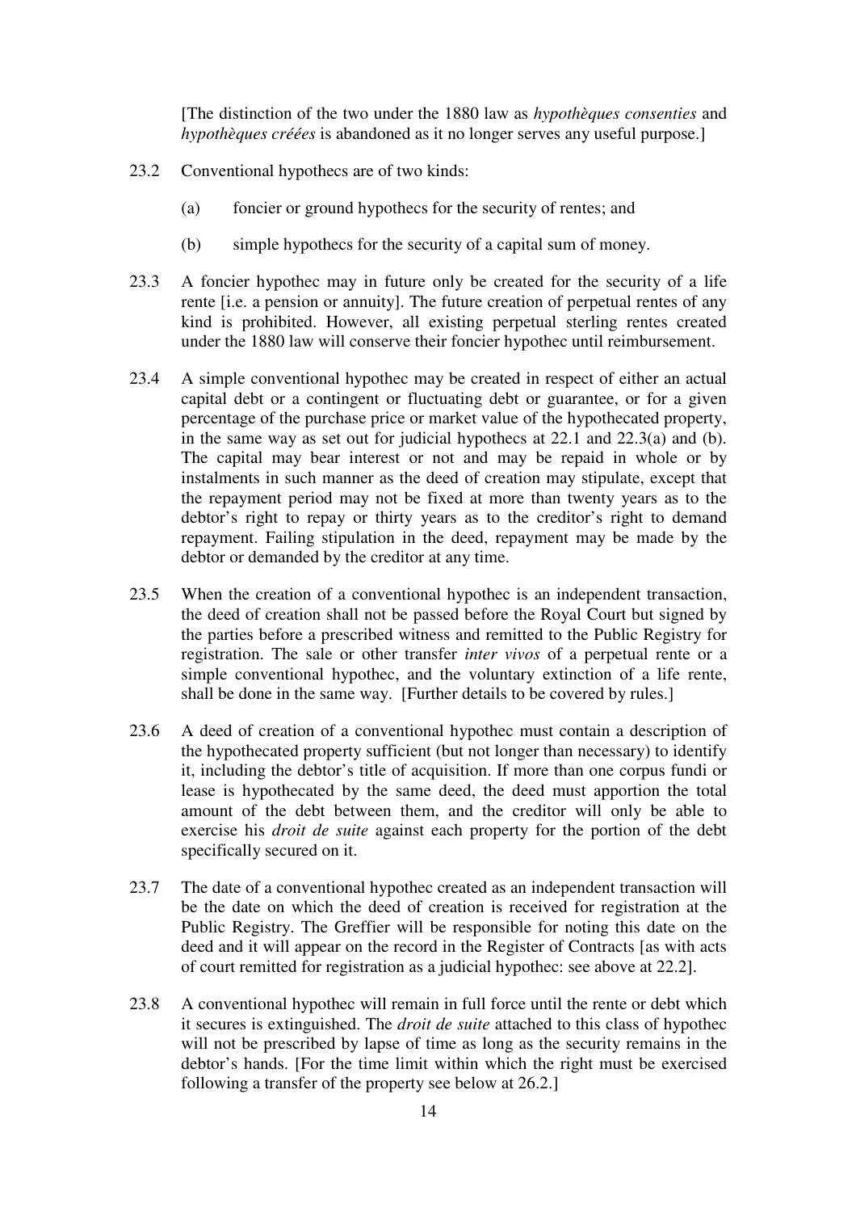[The distinction of the two under the 1880 law as *hypothèques consenties* and *hypothèques créées* is abandoned as it no longer serves any useful purpose.]

23.2 Conventional hypothecs are of two kinds:

(a) foncier or ground hypothecs for the security of rentes; and

(b) simple hypothecs for the security of a capital sum of money.

23.3 A foncier hypothec may in future only be created for the security of a life rente [i.e. a pension or annuity]. The future creation of perpetual rentes of any kind is prohibited. However, all existing perpetual sterling rentes created under the 1880 law will conserve their foncier hypothec until reimbursement.

23.4 A simple conventional hypothec may be created in respect of either an actual capital debt or a contingent or fluctuating debt or guarantee, or for a given percentage of the purchase price or market value of the hypothecated property, in the same way as set out for judicial hypothecs at 22.1 and 22.3(a) and (b). The capital may bear interest or not and may be repaid in whole or by instalments in such manner as the deed of creation may stipulate, except that the repayment period may not be fixed at more than twenty years as to the debtor's right to repay or thirty years as to the creditor's right to demand repayment. Failing stipulation in the deed, repayment may be made by the debtor or demanded by the creditor at any time.

23.5 When the creation of a conventional hypothec is an independent transaction, the deed of creation shall not be passed before the Royal Court but signed by the parties before a prescribed witness and remitted to the Public Registry for registration. The sale or other transfer *inter vivos* of a perpetual rente or a simple conventional hypothec, and the voluntary extinction of a life rente, shall be done in the same way. [Further details to be covered by rules.]

23.6 A deed of creation of a conventional hypothec must contain a description of the hypothecated property sufficient (but not longer than necessary) to identify it, including the debtor's title of acquisition. If more than one corpus fundi or lease is hypothecated by the same deed, the deed must apportion the total amount of the debt between them, and the creditor will only be able to exercise his *droit de suite* against each property for the portion of the debt specifically secured on it.

23.7 The date of a conventional hypothec created as an independent transaction will be the date on which the deed of creation is received for registration at the Public Registry. The Greffier will be responsible for noting this date on the deed and it will appear on the record in the Register of Contracts [as with acts of court remitted for registration as a judicial hypothec: see above at 22.2].

23.8 A conventional hypothec will remain in full force until the rente or debt which it secures is extinguished. The *droit de suite* attached to this class of hypothec will not be prescribed by lapse of time as long as the security remains in the debtor's hands. [For the time limit within which the right must be exercised following a transfer of the property see below at 26.2.]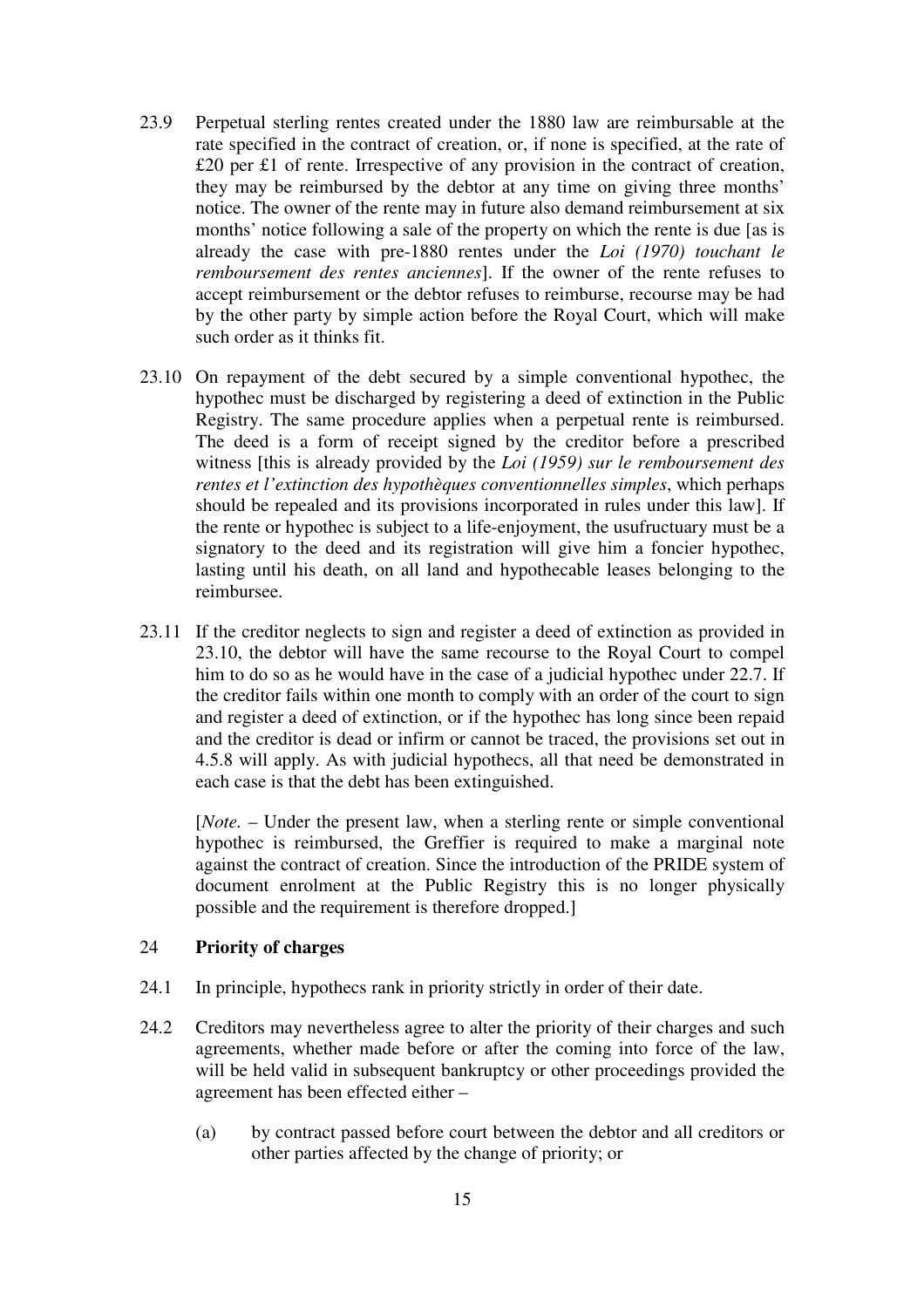23.9 Perpetual sterling rentes created under the 1880 law are reimbursable at the rate specified in the contract of creation, or, if none is specified, at the rate of £20 per £1 of rente. Irrespective of any provision in the contract of creation, they may be reimbursed by the debtor at any time on giving three months' notice. The owner of the rente may in future also demand reimbursement at six months' notice following a sale of the property on which the rente is due [as is already the case with pre-1880 rentes under the *Loi (1970) touchant le remboursement des rentes anciennes*]. If the owner of the rente refuses to accept reimbursement or the debtor refuses to reimburse, recourse may be had by the other party by simple action before the Royal Court, which will make such order as it thinks fit.

23.10 On repayment of the debt secured by a simple conventional hypothec, the hypothec must be discharged by registering a deed of extinction in the Public Registry. The same procedure applies when a perpetual rente is reimbursed. The deed is a form of receipt signed by the creditor before a prescribed witness [this is already provided by the *Loi (1959) sur le remboursement des rentes et l'extinction des hypothèques conventionnelles simples*, which perhaps should be repealed and its provisions incorporated in rules under this law]. If the rente or hypothec is subject to a life-enjoyment, the usufructuary must be a signatory to the deed and its registration will give him a foncier hypothec, lasting until his death, on all land and hypothecable leases belonging to the reimbursee.

23.11 If the creditor neglects to sign and register a deed of extinction as provided in 23.10, the debtor will have the same recourse to the Royal Court to compel him to do so as he would have in the case of a judicial hypothec under 22.7. If the creditor fails within one month to comply with an order of the court to sign and register a deed of extinction, or if the hypothec has long since been repaid and the creditor is dead or infirm or cannot be traced, the provisions set out in 4.5.8 will apply. As with judicial hypothecs, all that need be demonstrated in each case is that the debt has been extinguished.

[*Note.* – Under the present law, when a sterling rente or simple conventional hypothec is reimbursed, the Greffier is required to make a marginal note against the contract of creation. Since the introduction of the PRIDE system of document enrolment at the Public Registry this is no longer physically possible and the requirement is therefore dropped.]

## 24 **Priority of charges**

24.1 In principle, hypothecs rank in priority strictly in order of their date.

24.2 Creditors may nevertheless agree to alter the priority of their charges and such agreements, whether made before or after the coming into force of the law, will be held valid in subsequent bankruptcy or other proceedings provided the agreement has been effected either –

(a) by contract passed before court between the debtor and all creditors or other parties affected by the change of priority; or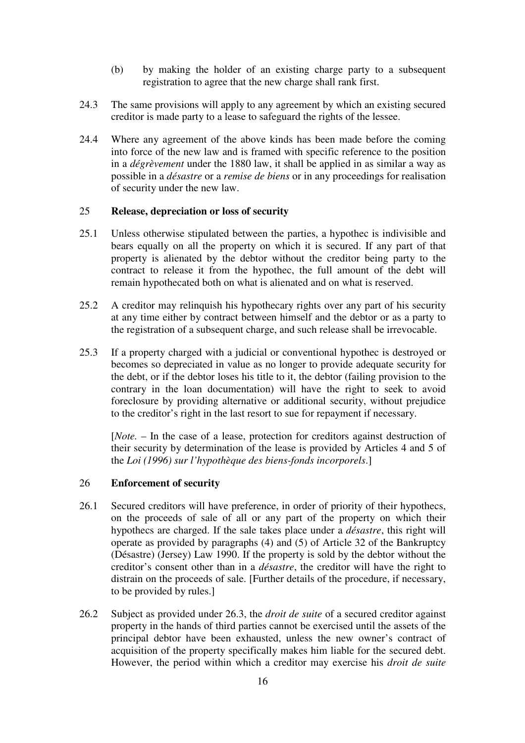(b) by making the holder of an existing charge party to a subsequent registration to agree that the new charge shall rank first.

24.3 The same provisions will apply to any agreement by which an existing secured creditor is made party to a lease to safeguard the rights of the lessee.

24.4 Where any agreement of the above kinds has been made before the coming into force of the new law and is framed with specific reference to the position in a *dégrèvement* under the 1880 law, it shall be applied in as similar a way as possible in a *désastre* or a *remise de biens* or in any proceedings for realisation of security under the new law.

## 25 Release, depreciation or loss of security

25.1 Unless otherwise stipulated between the parties, a hypothec is indivisible and bears equally on all the property on which it is secured. If any part of that property is alienated by the debtor without the creditor being party to the contract to release it from the hypothec, the full amount of the debt will remain hypothecated both on what is alienated and on what is reserved.

25.2 A creditor may relinquish his hypothecary rights over any part of his security at any time either by contract between himself and the debtor or as a party to the registration of a subsequent charge, and such release shall be irrevocable.

25.3 If a property charged with a judicial or conventional hypothec is destroyed or becomes so depreciated in value as no longer to provide adequate security for the debt, or if the debtor loses his title to it, the debtor (failing provision to the contrary in the loan documentation) will have the right to seek to avoid foreclosure by providing alternative or additional security, without prejudice to the creditor's right in the last resort to sue for repayment if necessary.

[*Note.* – In the case of a lease, protection for creditors against destruction of their security by determination of the lease is provided by Articles 4 and 5 of the *Loi (1996) sur l'hypothèque des biens-fonds incorporels*.]

## 26 Enforcement of security

26.1 Secured creditors will have preference, in order of priority of their hypothecs, on the proceeds of sale of all or any part of the property on which their hypothecs are charged. If the sale takes place under a *désastre*, this right will operate as provided by paragraphs (4) and (5) of Article 32 of the Bankruptcy (Désastre) (Jersey) Law 1990. If the property is sold by the debtor without the creditor's consent other than in a *désastre*, the creditor will have the right to distrain on the proceeds of sale. [Further details of the procedure, if necessary, to be provided by rules.]

26.2 Subject as provided under 26.3, the *droit de suite* of a secured creditor against property in the hands of third parties cannot be exercised until the assets of the principal debtor have been exhausted, unless the new owner's contract of acquisition of the property specifically makes him liable for the secured debt. However, the period within which a creditor may exercise his *droit de suite*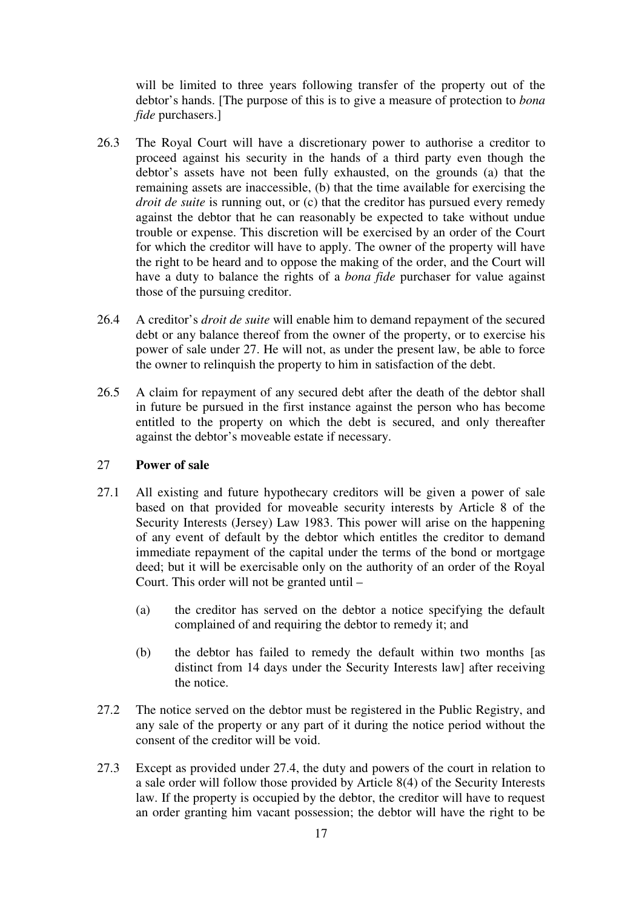will be limited to three years following transfer of the property out of the debtor's hands. [The purpose of this is to give a measure of protection to *bona fide* purchasers.]

26.3 The Royal Court will have a discretionary power to authorise a creditor to proceed against his security in the hands of a third party even though the debtor's assets have not been fully exhausted, on the grounds (a) that the remaining assets are inaccessible, (b) that the time available for exercising the *droit de suite* is running out, or (c) that the creditor has pursued every remedy against the debtor that he can reasonably be expected to take without undue trouble or expense. This discretion will be exercised by an order of the Court for which the creditor will have to apply. The owner of the property will have the right to be heard and to oppose the making of the order, and the Court will have a duty to balance the rights of a *bona fide* purchaser for value against those of the pursuing creditor.

26.4 A creditor's *droit de suite* will enable him to demand repayment of the secured debt or any balance thereof from the owner of the property, or to exercise his power of sale under 27. He will not, as under the present law, be able to force the owner to relinquish the property to him in satisfaction of the debt.

26.5 A claim for repayment of any secured debt after the death of the debtor shall in future be pursued in the first instance against the person who has become entitled to the property on which the debt is secured, and only thereafter against the debtor's moveable estate if necessary.

## 27 Power of sale

27.1 All existing and future hypothecary creditors will be given a power of sale based on that provided for moveable security interests by Article 8 of the Security Interests (Jersey) Law 1983. This power will arise on the happening of any event of default by the debtor which entitles the creditor to demand immediate repayment of the capital under the terms of the bond or mortgage deed; but it will be exercisable only on the authority of an order of the Royal Court. This order will not be granted until –

(a) the creditor has served on the debtor a notice specifying the default complained of and requiring the debtor to remedy it; and

(b) the debtor has failed to remedy the default within two months [as distinct from 14 days under the Security Interests law] after receiving the notice.

27.2 The notice served on the debtor must be registered in the Public Registry, and any sale of the property or any part of it during the notice period without the consent of the creditor will be void.

27.3 Except as provided under 27.4, the duty and powers of the court in relation to a sale order will follow those provided by Article 8(4) of the Security Interests law. If the property is occupied by the debtor, the creditor will have to request an order granting him vacant possession; the debtor will have the right to be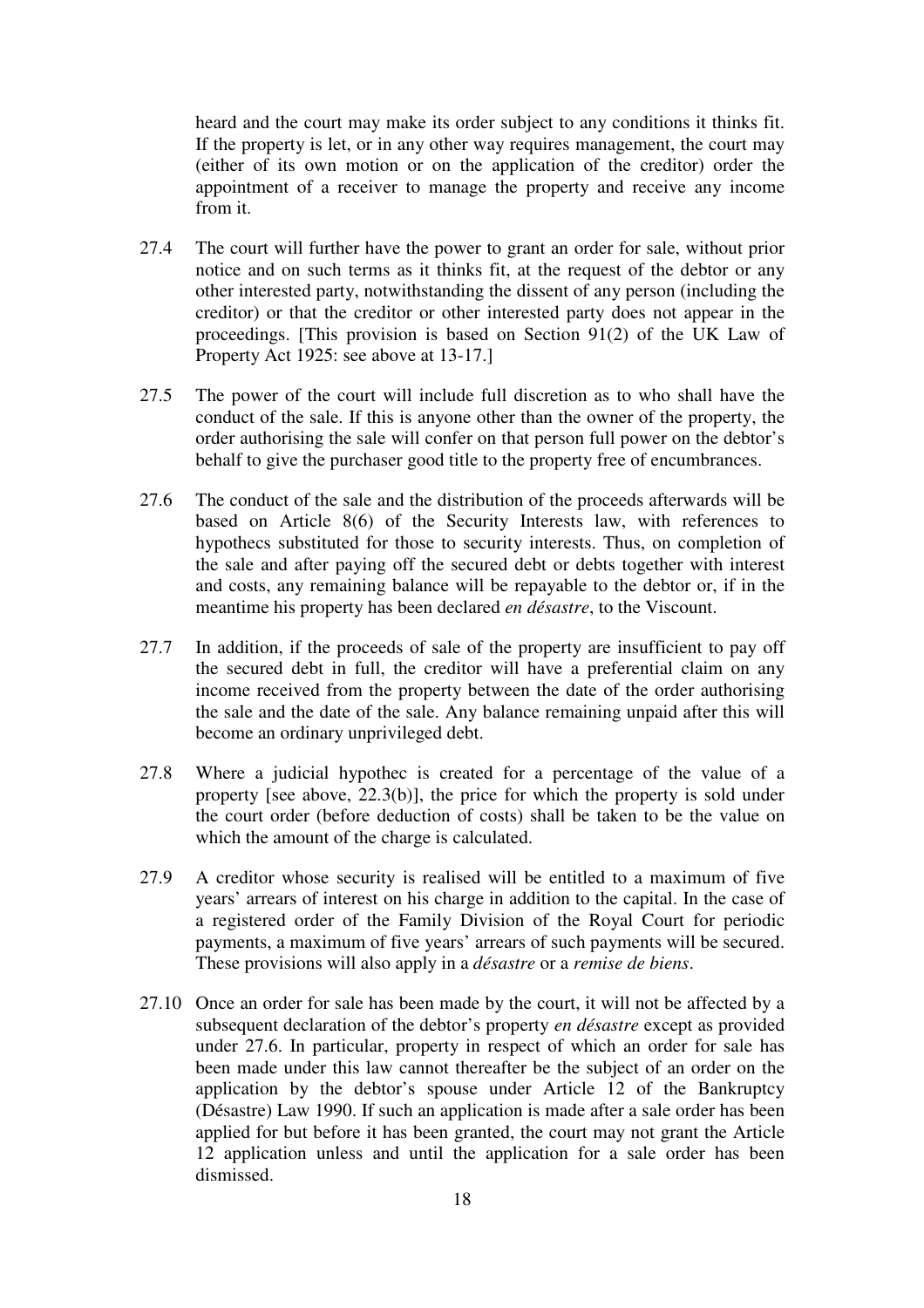heard and the court may make its order subject to any conditions it thinks fit. If the property is let, or in any other way requires management, the court may (either of its own motion or on the application of the creditor) order the appointment of a receiver to manage the property and receive any income from it.

27.4 The court will further have the power to grant an order for sale, without prior notice and on such terms as it thinks fit, at the request of the debtor or any other interested party, notwithstanding the dissent of any person (including the creditor) or that the creditor or other interested party does not appear in the proceedings. [This provision is based on Section 91(2) of the UK Law of Property Act 1925: see above at 13-17.]

27.5 The power of the court will include full discretion as to who shall have the conduct of the sale. If this is anyone other than the owner of the property, the order authorising the sale will confer on that person full power on the debtor's behalf to give the purchaser good title to the property free of encumbrances.

27.6 The conduct of the sale and the distribution of the proceeds afterwards will be based on Article 8(6) of the Security Interests law, with references to hypothecs substituted for those to security interests. Thus, on completion of the sale and after paying off the secured debt or debts together with interest and costs, any remaining balance will be repayable to the debtor or, if in the meantime his property has been declared *en désastre*, to the Viscount.

27.7 In addition, if the proceeds of sale of the property are insufficient to pay off the secured debt in full, the creditor will have a preferential claim on any income received from the property between the date of the order authorising the sale and the date of the sale. Any balance remaining unpaid after this will become an ordinary unprivileged debt.

27.8 Where a judicial hypothec is created for a percentage of the value of a property [see above, 22.3(b)], the price for which the property is sold under the court order (before deduction of costs) shall be taken to be the value on which the amount of the charge is calculated.

27.9 A creditor whose security is realised will be entitled to a maximum of five years' arrears of interest on his charge in addition to the capital. In the case of a registered order of the Family Division of the Royal Court for periodic payments, a maximum of five years' arrears of such payments will be secured. These provisions will also apply in a *désastre* or a *remise de biens*.

27.10 Once an order for sale has been made by the court, it will not be affected by a subsequent declaration of the debtor's property *en désastre* except as provided under 27.6. In particular, property in respect of which an order for sale has been made under this law cannot thereafter be the subject of an order on the application by the debtor's spouse under Article 12 of the Bankruptcy (Désastre) Law 1990. If such an application is made after a sale order has been applied for but before it has been granted, the court may not grant the Article 12 application unless and until the application for a sale order has been dismissed.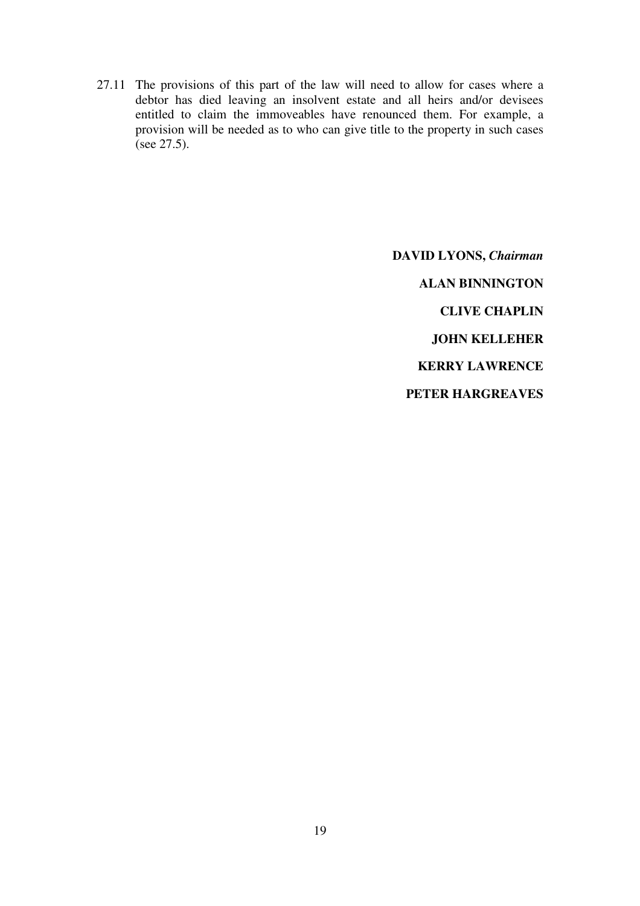27.11 The provisions of this part of the law will need to allow for cases where a debtor has died leaving an insolvent estate and all heirs and/or devisees entitled to claim the immoveables have renounced them. For example, a provision will be needed as to who can give title to the property in such cases (see 27.5).

**DAVID LYONS, *Chairman***

**ALAN BINNINGTON**

**CLIVE CHAPLIN**

**JOHN KELLEHER**

**KERRY LAWRENCE**

**PETER HARGREAVES**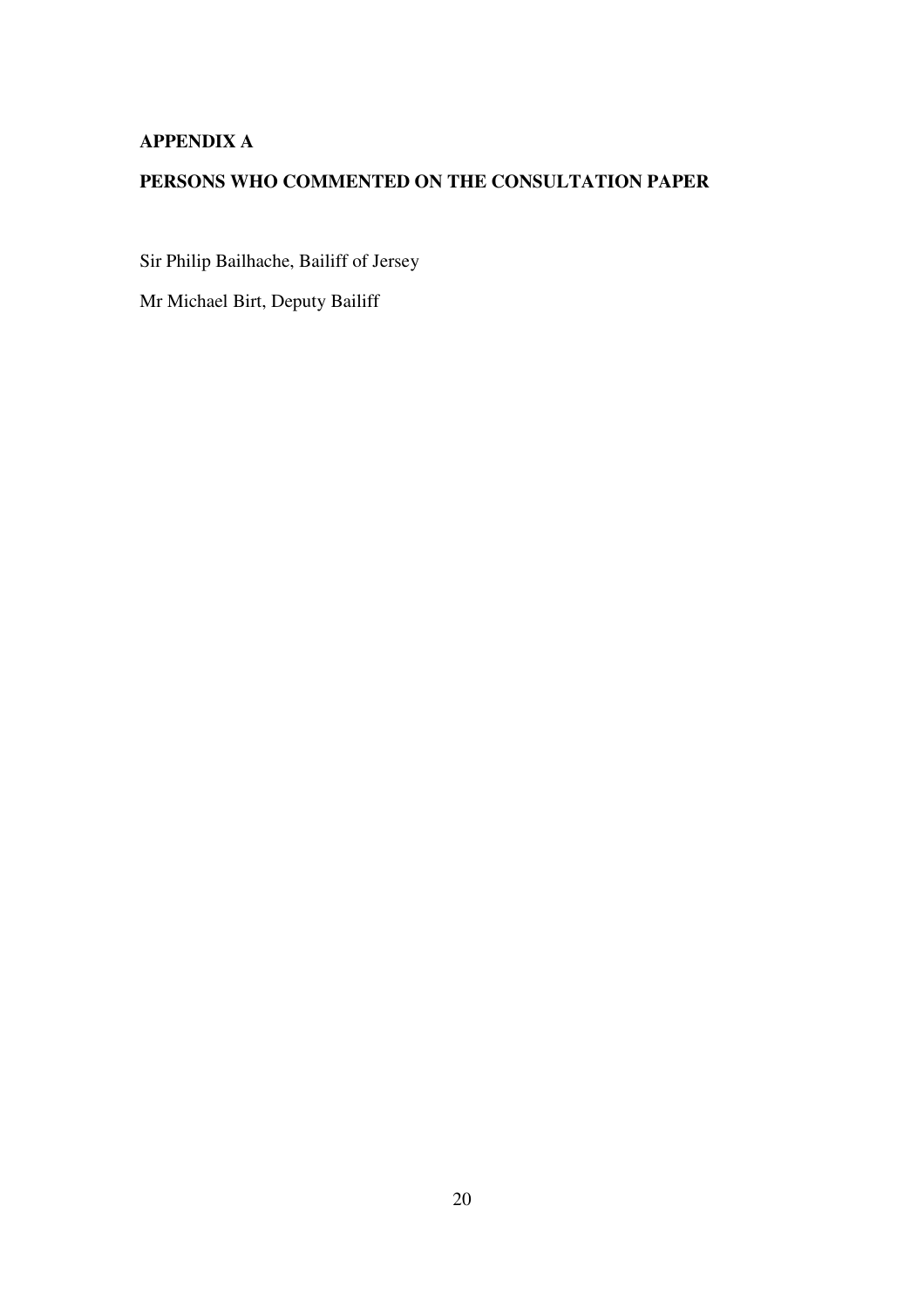## APPENDIX A

## PERSONS WHO COMMENTED ON THE CONSULTATION PAPER

Sir Philip Bailhache, Bailiff of Jersey

Mr Michael Birt, Deputy Bailiff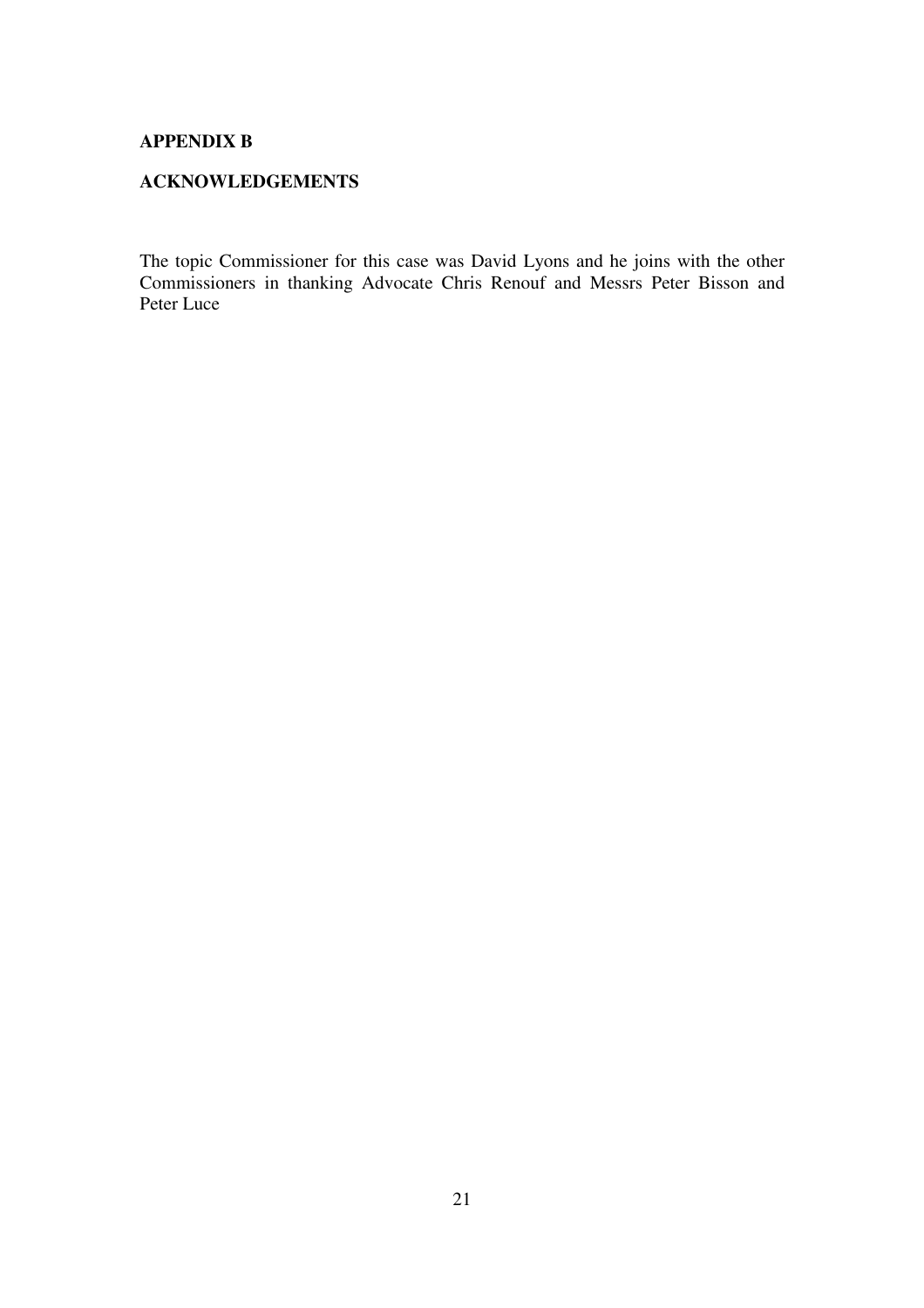**APPENDIX B**

**ACKNOWLEDGEMENTS**

The topic Commissioner for this case was David Lyons and he joins with the other Commissioners in thanking Advocate Chris Renouf and Messrs Peter Bisson and Peter Luce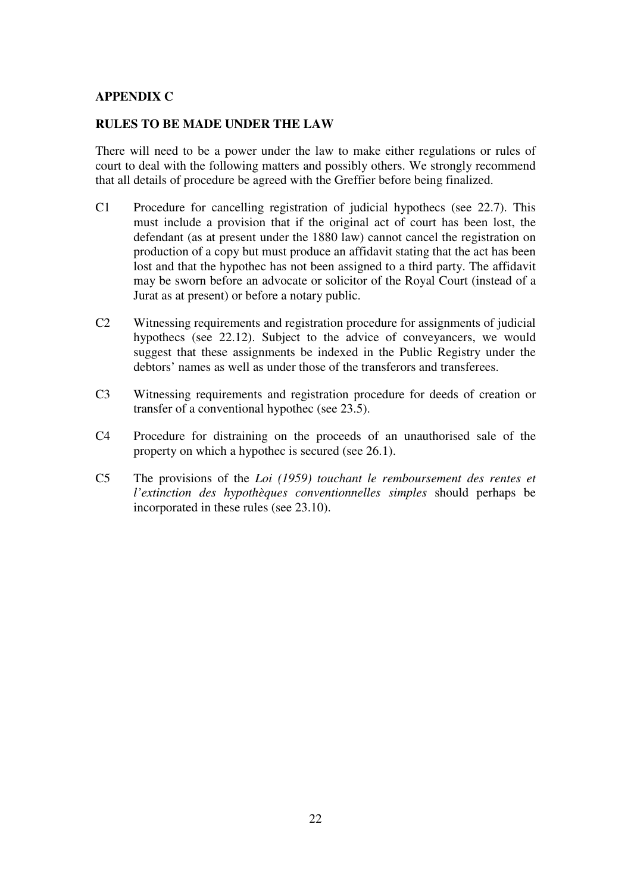## APPENDIX C

## RULES TO BE MADE UNDER THE LAW

There will need to be a power under the law to make either regulations or rules of court to deal with the following matters and possibly others. We strongly recommend that all details of procedure be agreed with the Greffier before being finalized.

C1 Procedure for cancelling registration of judicial hypothecs (see 22.7). This must include a provision that if the original act of court has been lost, the defendant (as at present under the 1880 law) cannot cancel the registration on production of a copy but must produce an affidavit stating that the act has been lost and that the hypothec has not been assigned to a third party. The affidavit may be sworn before an advocate or solicitor of the Royal Court (instead of a Jurat as at present) or before a notary public.

C2 Witnessing requirements and registration procedure for assignments of judicial hypothecs (see 22.12). Subject to the advice of conveyancers, we would suggest that these assignments be indexed in the Public Registry under the debtors' names as well as under those of the transferors and transferees.

C3 Witnessing requirements and registration procedure for deeds of creation or transfer of a conventional hypothec (see 23.5).

C4 Procedure for distraining on the proceeds of an unauthorised sale of the property on which a hypothec is secured (see 26.1).

C5 The provisions of the *Loi (1959) touchant le remboursement des rentes et l'extinction des hypothèques conventionnelles simples* should perhaps be incorporated in these rules (see 23.10).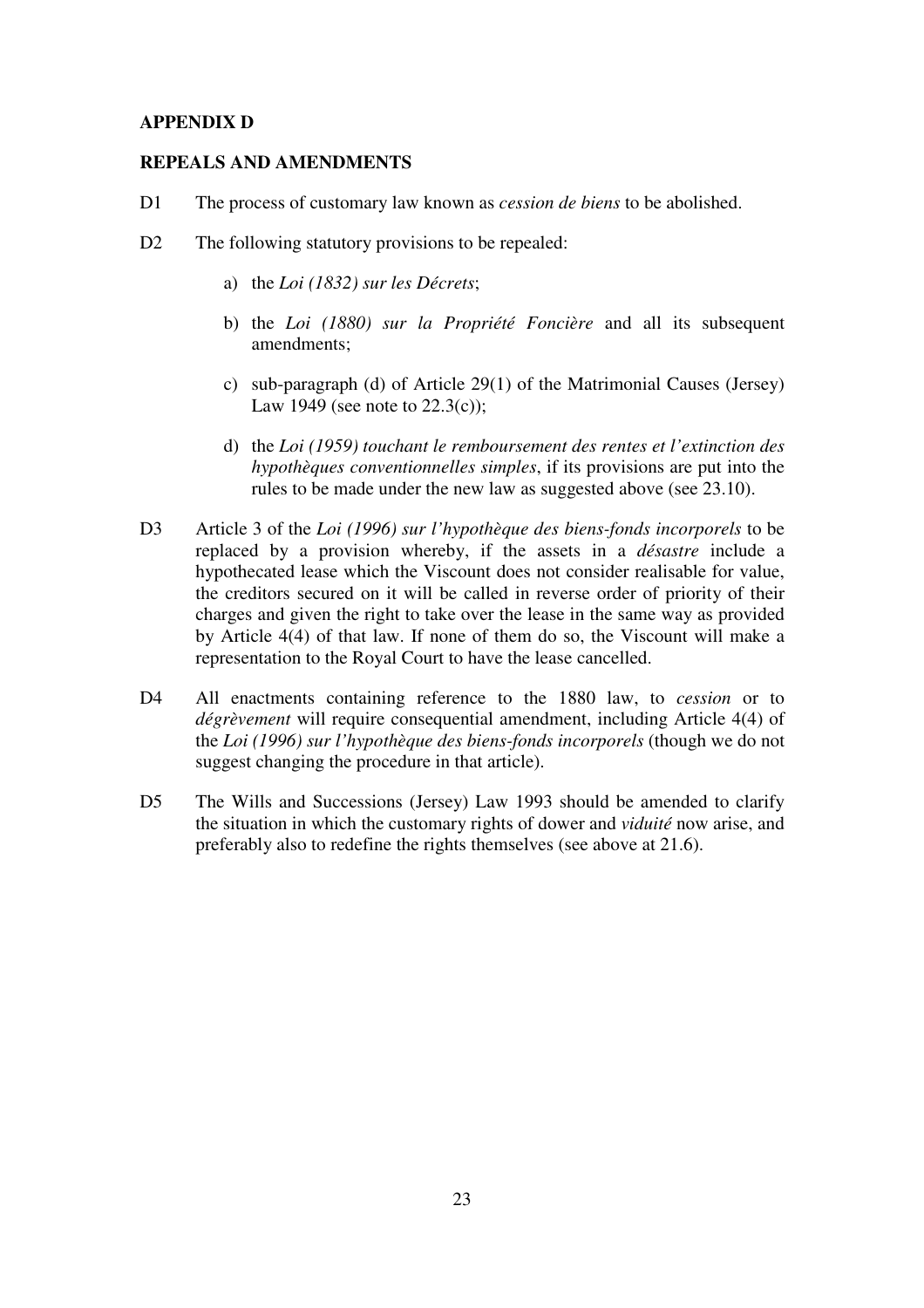**APPENDIX D**

**REPEALS AND AMENDMENTS**

D1 The process of customary law known as *cession de biens* to be abolished.

D2 The following statutory provisions to be repealed:

a) the *Loi (1832) sur les Décrets*;

b) the *Loi (1880) sur la Propriété Foncière* and all its subsequent amendments;

c) sub-paragraph (d) of Article 29(1) of the Matrimonial Causes (Jersey) Law 1949 (see note to 22.3(c));

d) the *Loi (1959) touchant le remboursement des rentes et l'extinction des hypothèques conventionnelles simples*, if its provisions are put into the rules to be made under the new law as suggested above (see 23.10).

D3 Article 3 of the *Loi (1996) sur l'hypothèque des biens-fonds incorporels* to be replaced by a provision whereby, if the assets in a *désastre* include a hypothecated lease which the Viscount does not consider realisable for value, the creditors secured on it will be called in reverse order of priority of their charges and given the right to take over the lease in the same way as provided by Article 4(4) of that law. If none of them do so, the Viscount will make a representation to the Royal Court to have the lease cancelled.

D4 All enactments containing reference to the 1880 law, to *cession* or to *dégrèvement* will require consequential amendment, including Article 4(4) of the *Loi (1996) sur l'hypothèque des biens-fonds incorporels* (though we do not suggest changing the procedure in that article).

D5 The Wills and Successions (Jersey) Law 1993 should be amended to clarify the situation in which the customary rights of dower and *viduité* now arise, and preferably also to redefine the rights themselves (see above at 21.6).